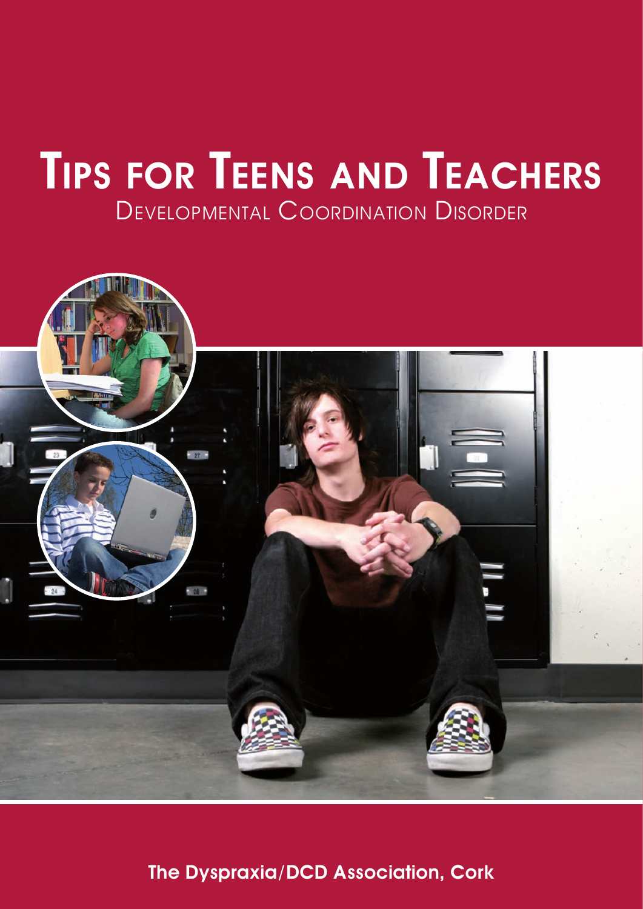# Tips for Teens and Teachers

## Developmental Coordination Disorder

**The Dyspraxia/DCD Association, Cork**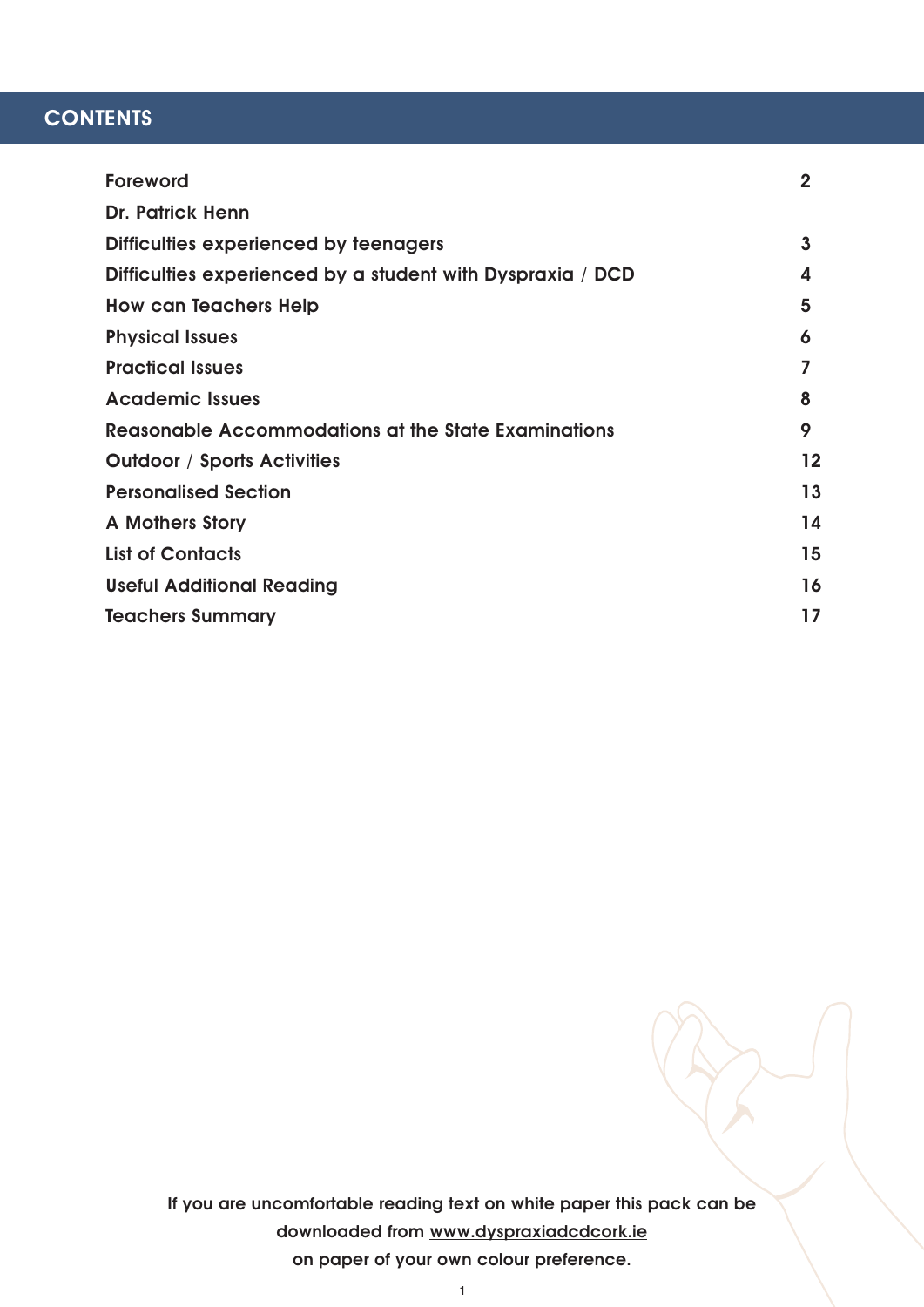## CONTENTS

| | |
|---|---|
| Foreword | 2 |
| Dr. Patrick Henn | |
| Difficulties experienced by teenagers | 3 |
| Difficulties experienced by a student with Dyspraxia / DCD | 4 |
| How can Teachers Help | 5 |
| Physical Issues | 6 |
| Practical Issues | 7 |
| Academic Issues | 8 |
| Reasonable Accommodations at the State Examinations | 9 |
| Outdoor / Sports Activities | 12 |
| Personalised Section | 13 |
| A Mothers Story | 14 |
| List of Contacts | 15 |
| Useful Additional Reading | 16 |
| Teachers Summary | 17 |

If you are uncomfortable reading text on white paper this pack can be downloaded from www.dyspraxiadcdcork.ie on paper of your own colour preference.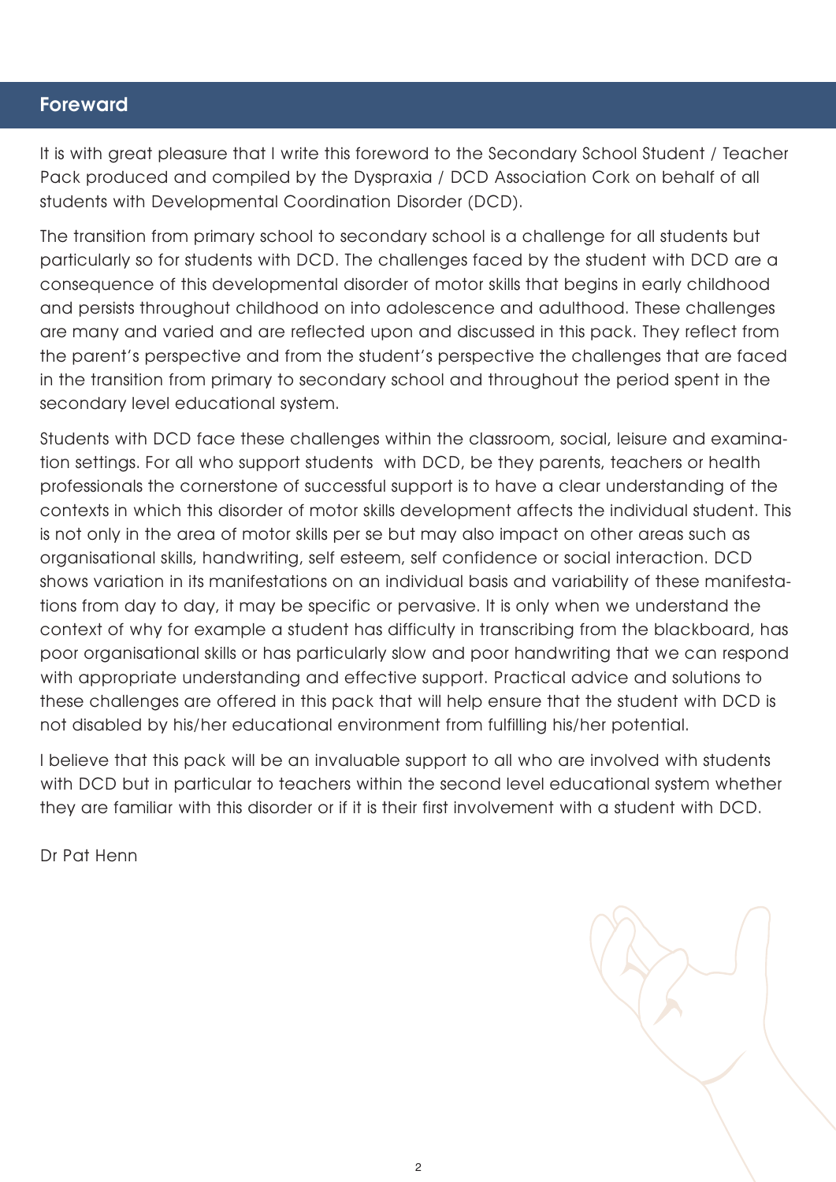## Foreward

It is with great pleasure that I write this foreword to the Secondary School Student / Teacher Pack produced and compiled by the Dyspraxia / DCD Association Cork on behalf of all students with Developmental Coordination Disorder (DCD).

The transition from primary school to secondary school is a challenge for all students but particularly so for students with DCD. The challenges faced by the student with DCD are a consequence of this developmental disorder of motor skills that begins in early childhood and persists throughout childhood on into adolescence and adulthood. These challenges are many and varied and are reflected upon and discussed in this pack. They reflect from the parent's perspective and from the student's perspective the challenges that are faced in the transition from primary to secondary school and throughout the period spent in the secondary level educational system.

Students with DCD face these challenges within the classroom, social, leisure and examination settings. For all who support students with DCD, be they parents, teachers or health professionals the cornerstone of successful support is to have a clear understanding of the contexts in which this disorder of motor skills development affects the individual student. This is not only in the area of motor skills per se but may also impact on other areas such as organisational skills, handwriting, self esteem, self confidence or social interaction. DCD shows variation in its manifestations on an individual basis and variability of these manifestations from day to day, it may be specific or pervasive. It is only when we understand the context of why for example a student has difficulty in transcribing from the blackboard, has poor organisational skills or has particularly slow and poor handwriting that we can respond with appropriate understanding and effective support. Practical advice and solutions to these challenges are offered in this pack that will help ensure that the student with DCD is not disabled by his/her educational environment from fulfilling his/her potential.

I believe that this pack will be an invaluable support to all who are involved with students with DCD but in particular to teachers within the second level educational system whether they are familiar with this disorder or if it is their first involvement with a student with DCD.

Dr Pat Henn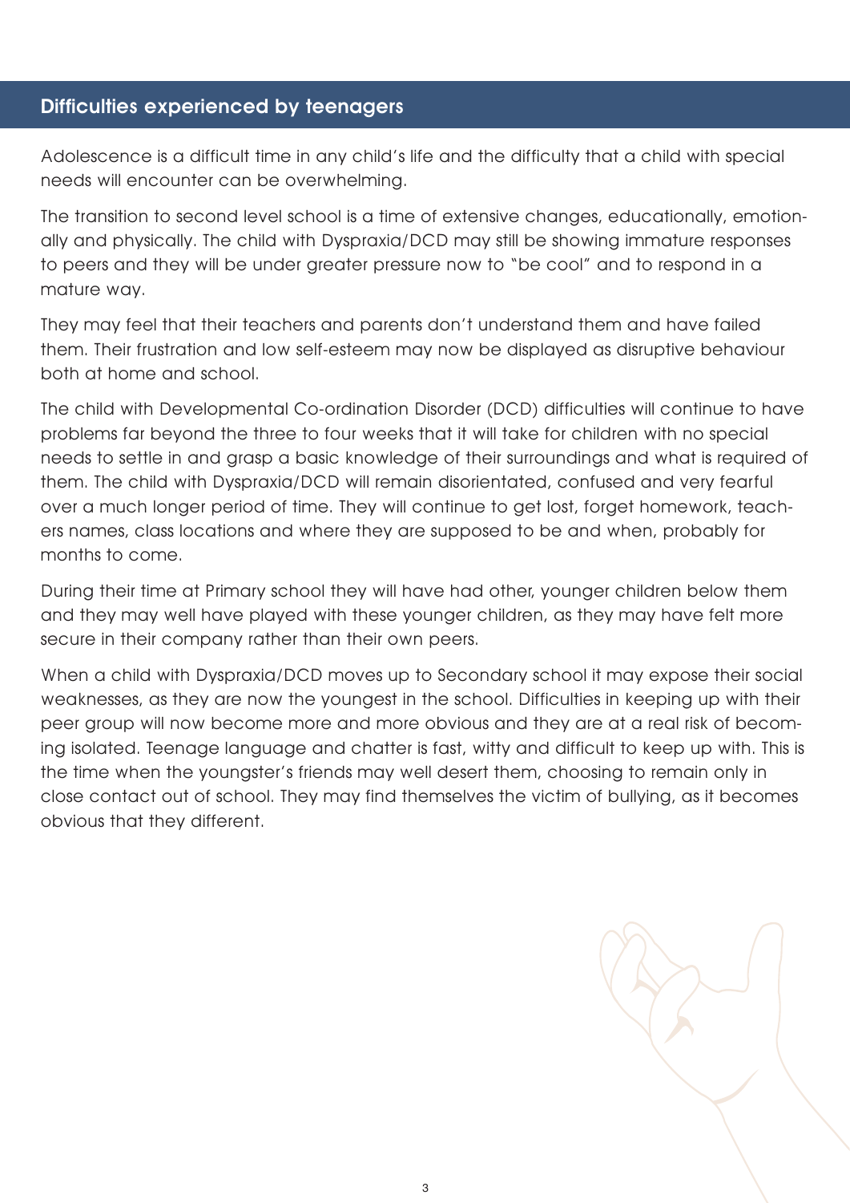## Difficulties experienced by teenagers

Adolescence is a difficult time in any child's life and the difficulty that a child with special needs will encounter can be overwhelming.

The transition to second level school is a time of extensive changes, educationally, emotionally and physically. The child with Dyspraxia/DCD may still be showing immature responses to peers and they will be under greater pressure now to "be cool" and to respond in a mature way.

They may feel that their teachers and parents don't understand them and have failed them. Their frustration and low self-esteem may now be displayed as disruptive behaviour both at home and school.

The child with Developmental Co-ordination Disorder (DCD) difficulties will continue to have problems far beyond the three to four weeks that it will take for children with no special needs to settle in and grasp a basic knowledge of their surroundings and what is required of them. The child with Dyspraxia/DCD will remain disorientated, confused and very fearful over a much longer period of time. They will continue to get lost, forget homework, teachers names, class locations and where they are supposed to be and when, probably for months to come.

During their time at Primary school they will have had other, younger children below them and they may well have played with these younger children, as they may have felt more secure in their company rather than their own peers.

When a child with Dyspraxia/DCD moves up to Secondary school it may expose their social weaknesses, as they are now the youngest in the school. Difficulties in keeping up with their peer group will now become more and more obvious and they are at a real risk of becoming isolated. Teenage language and chatter is fast, witty and difficult to keep up with. This is the time when the youngster's friends may well desert them, choosing to remain only in close contact out of school. They may find themselves the victim of bullying, as it becomes obvious that they different.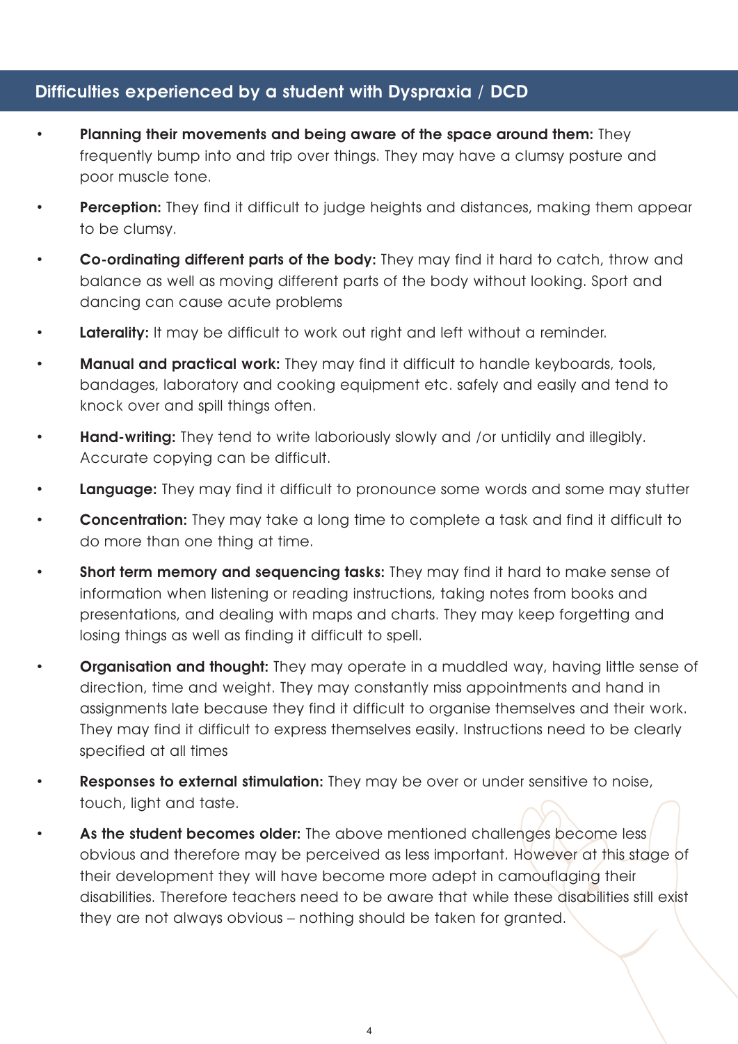## Difficulties experienced by a student with Dyspraxia / DCD

- **Planning their movements and being aware of the space around them:** They frequently bump into and trip over things. They may have a clumsy posture and poor muscle tone.
- **Perception:** They find it difficult to judge heights and distances, making them appear to be clumsy.
- **Co-ordinating different parts of the body:** They may find it hard to catch, throw and balance as well as moving different parts of the body without looking. Sport and dancing can cause acute problems
- **Laterality:** It may be difficult to work out right and left without a reminder.
- **Manual and practical work:** They may find it difficult to handle keyboards, tools, bandages, laboratory and cooking equipment etc. safely and easily and tend to knock over and spill things often.
- **Hand-writing:** They tend to write laboriously slowly and /or untidily and illegibly. Accurate copying can be difficult.
- **Language:** They may find it difficult to pronounce some words and some may stutter
- **Concentration:** They may take a long time to complete a task and find it difficult to do more than one thing at time.
- **Short term memory and sequencing tasks:** They may find it hard to make sense of information when listening or reading instructions, taking notes from books and presentations, and dealing with maps and charts. They may keep forgetting and losing things as well as finding it difficult to spell.
- **Organisation and thought:** They may operate in a muddled way, having little sense of direction, time and weight. They may constantly miss appointments and hand in assignments late because they find it difficult to organise themselves and their work. They may find it difficult to express themselves easily. Instructions need to be clearly specified at all times
- **Responses to external stimulation:** They may be over or under sensitive to noise, touch, light and taste.
- **As the student becomes older:** The above mentioned challenges become less obvious and therefore may be perceived as less important. However at this stage of their development they will have become more adept in camouflaging their disabilities. Therefore teachers need to be aware that while these disabilities still exist they are not always obvious – nothing should be taken for granted.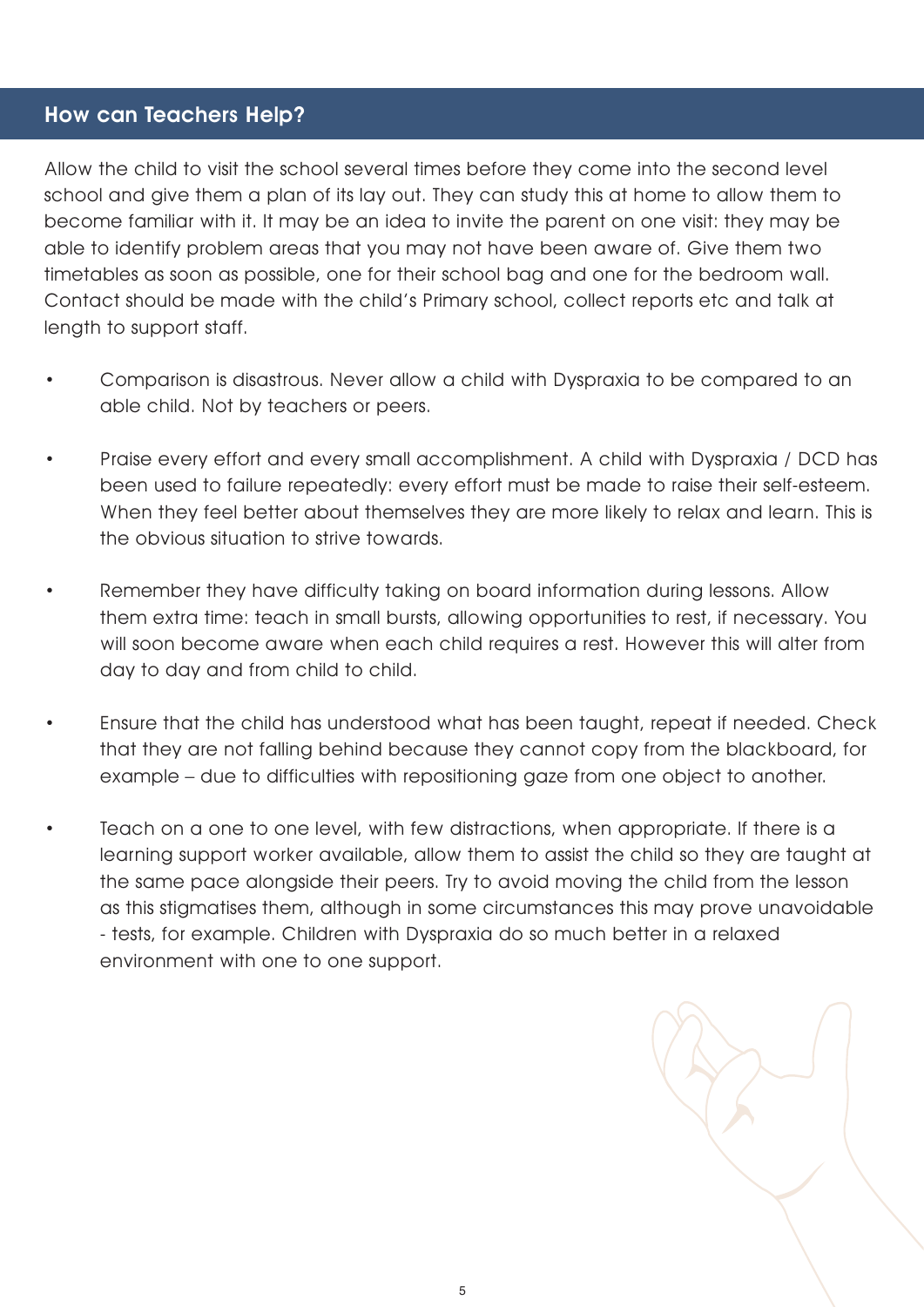## How can Teachers Help?

Allow the child to visit the school several times before they come into the second level school and give them a plan of its lay out. They can study this at home to allow them to become familiar with it. It may be an idea to invite the parent on one visit: they may be able to identify problem areas that you may not have been aware of. Give them two timetables as soon as possible, one for their school bag and one for the bedroom wall. Contact should be made with the child's Primary school, collect reports etc and talk at length to support staff.

- Comparison is disastrous. Never allow a child with Dyspraxia to be compared to an able child. Not by teachers or peers.
- Praise every effort and every small accomplishment. A child with Dyspraxia / DCD has been used to failure repeatedly: every effort must be made to raise their self-esteem. When they feel better about themselves they are more likely to relax and learn. This is the obvious situation to strive towards.
- Remember they have difficulty taking on board information during lessons. Allow them extra time: teach in small bursts, allowing opportunities to rest, if necessary. You will soon become aware when each child requires a rest. However this will alter from day to day and from child to child.
- Ensure that the child has understood what has been taught, repeat if needed. Check that they are not falling behind because they cannot copy from the blackboard, for example – due to difficulties with repositioning gaze from one object to another.
- Teach on a one to one level, with few distractions, when appropriate. If there is a learning support worker available, allow them to assist the child so they are taught at the same pace alongside their peers. Try to avoid moving the child from the lesson as this stigmatises them, although in some circumstances this may prove unavoidable - tests, for example. Children with Dyspraxia do so much better in a relaxed environment with one to one support.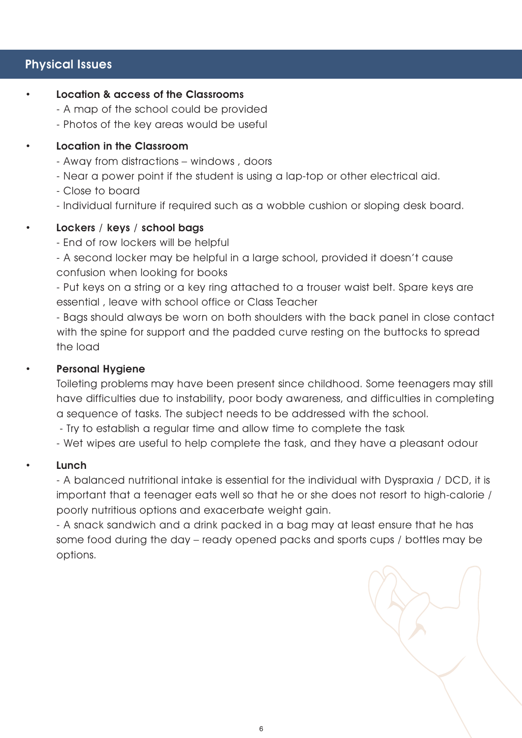## Physical Issues

- **Location & access of the Classrooms**
  - A map of the school could be provided
  - Photos of the key areas would be useful

- **Location in the Classroom**
  - Away from distractions – windows , doors
  - Near a power point if the student is using a lap-top or other electrical aid.
  - Close to board
  - Individual furniture if required such as a wobble cushion or sloping desk board.

- **Lockers / keys / school bags**
  - End of row lockers will be helpful
  - A second locker may be helpful in a large school, provided it doesn't cause confusion when looking for books
  - Put keys on a string or a key ring attached to a trouser waist belt. Spare keys are essential , leave with school office or Class Teacher
  - Bags should always be worn on both shoulders with the back panel in close contact with the spine for support and the padded curve resting on the buttocks to spread the load

- **Personal Hygiene**

  Toileting problems may have been present since childhood. Some teenagers may still have difficulties due to instability, poor body awareness, and difficulties in completing a sequence of tasks. The subject needs to be addressed with the school.
  - Try to establish a regular time and allow time to complete the task
  - Wet wipes are useful to help complete the task, and they have a pleasant odour

- **Lunch**
  - A balanced nutritional intake is essential for the individual with Dyspraxia / DCD, it is important that a teenager eats well so that he or she does not resort to high-calorie / poorly nutritious options and exacerbate weight gain.
  - A snack sandwich and a drink packed in a bag may at least ensure that he has some food during the day – ready opened packs and sports cups / bottles may be options.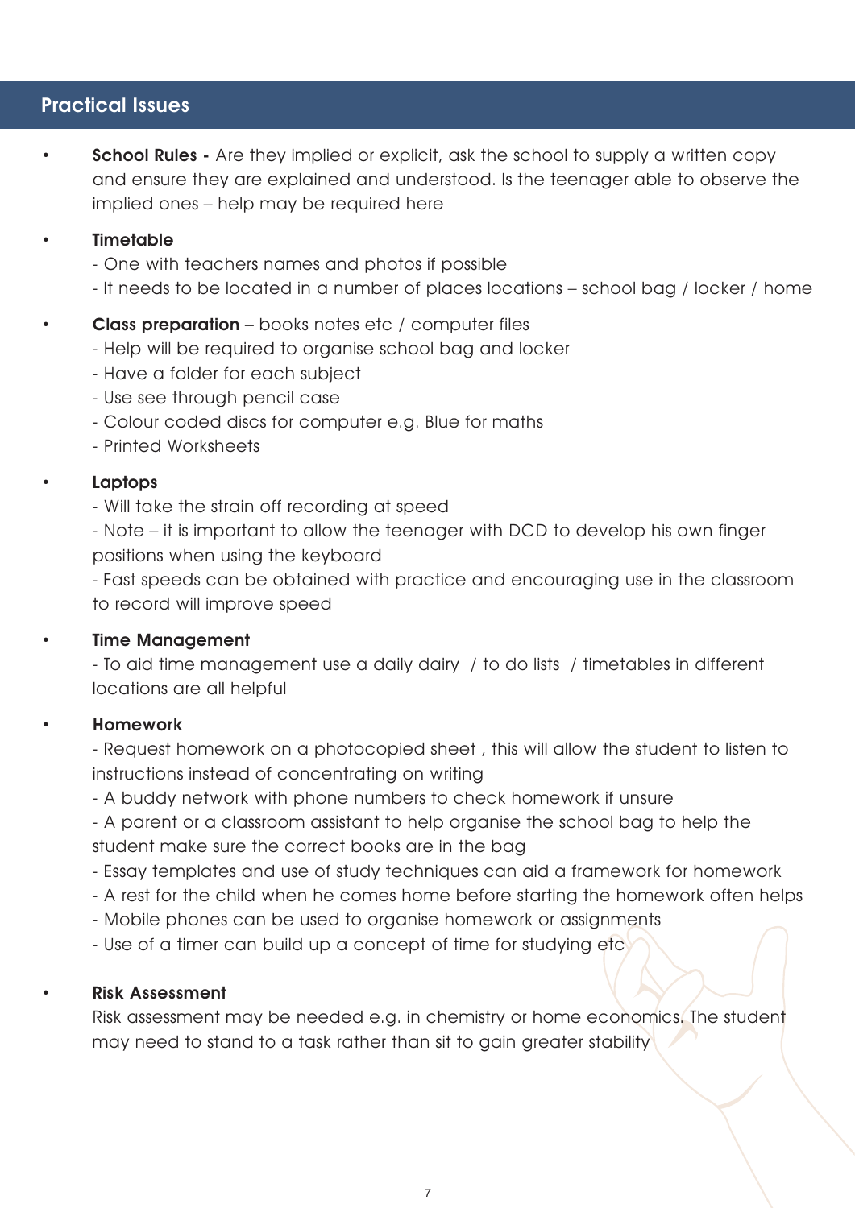## Practical Issues

- **School Rules -** Are they implied or explicit, ask the school to supply a written copy and ensure they are explained and understood. Is the teenager able to observe the implied ones – help may be required here

- **Timetable**
  - One with teachers names and photos if possible
  - It needs to be located in a number of places locations – school bag / locker / home

- **Class preparation** – books notes etc / computer files
  - Help will be required to organise school bag and locker
  - Have a folder for each subject
  - Use see through pencil case
  - Colour coded discs for computer e.g. Blue for maths
  - Printed Worksheets

- **Laptops**
  - Will take the strain off recording at speed
  - Note – it is important to allow the teenager with DCD to develop his own finger positions when using the keyboard
  - Fast speeds can be obtained with practice and encouraging use in the classroom to record will improve speed

- **Time Management**
  - To aid time management use a daily dairy / to do lists / timetables in different locations are all helpful

- **Homework**
  - Request homework on a photocopied sheet , this will allow the student to listen to instructions instead of concentrating on writing
  - A buddy network with phone numbers to check homework if unsure
  - A parent or a classroom assistant to help organise the school bag to help the student make sure the correct books are in the bag
  - Essay templates and use of study techniques can aid a framework for homework
  - A rest for the child when he comes home before starting the homework often helps
  - Mobile phones can be used to organise homework or assignments
  - Use of a timer can build up a concept of time for studying etc

- **Risk Assessment**

  Risk assessment may be needed e.g. in chemistry or home economics. The student may need to stand to a task rather than sit to gain greater stability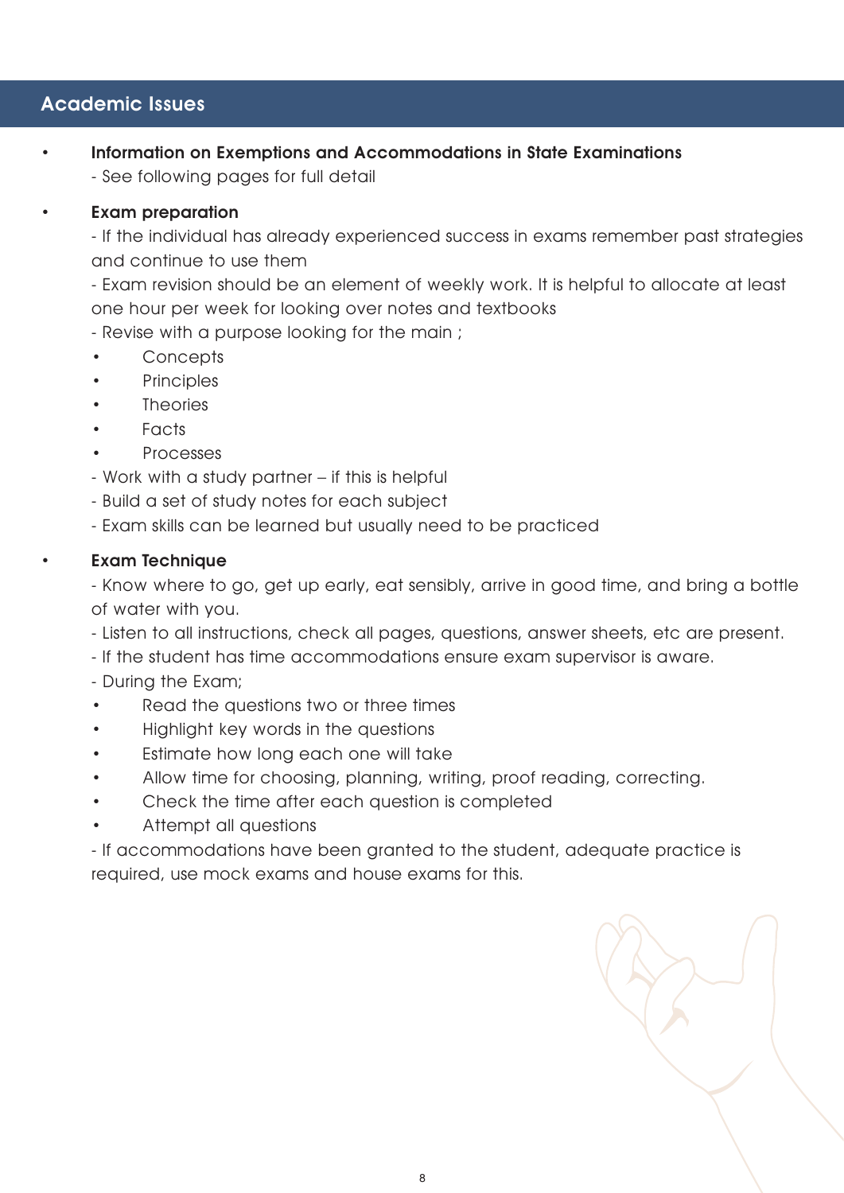## Academic Issues

- **Information on Exemptions and Accommodations in State Examinations**
  - See following pages for full detail

- **Exam preparation**
  - If the individual has already experienced success in exams remember past strategies and continue to use them
  - Exam revision should be an element of weekly work. It is helpful to allocate at least one hour per week for looking over notes and textbooks
  - Revise with a purpose looking for the main ;
    - Concepts
    - Principles
    - Theories
    - Facts
    - Processes
  - Work with a study partner – if this is helpful
  - Build a set of study notes for each subject
  - Exam skills can be learned but usually need to be practiced

- **Exam Technique**
  - Know where to go, get up early, eat sensibly, arrive in good time, and bring a bottle of water with you.
  - Listen to all instructions, check all pages, questions, answer sheets, etc are present.
  - If the student has time accommodations ensure exam supervisor is aware.
  - During the Exam;
    - Read the questions two or three times
    - Highlight key words in the questions
    - Estimate how long each one will take
    - Allow time for choosing, planning, writing, proof reading, correcting.
    - Check the time after each question is completed
    - Attempt all questions
  - If accommodations have been granted to the student, adequate practice is required, use mock exams and house exams for this.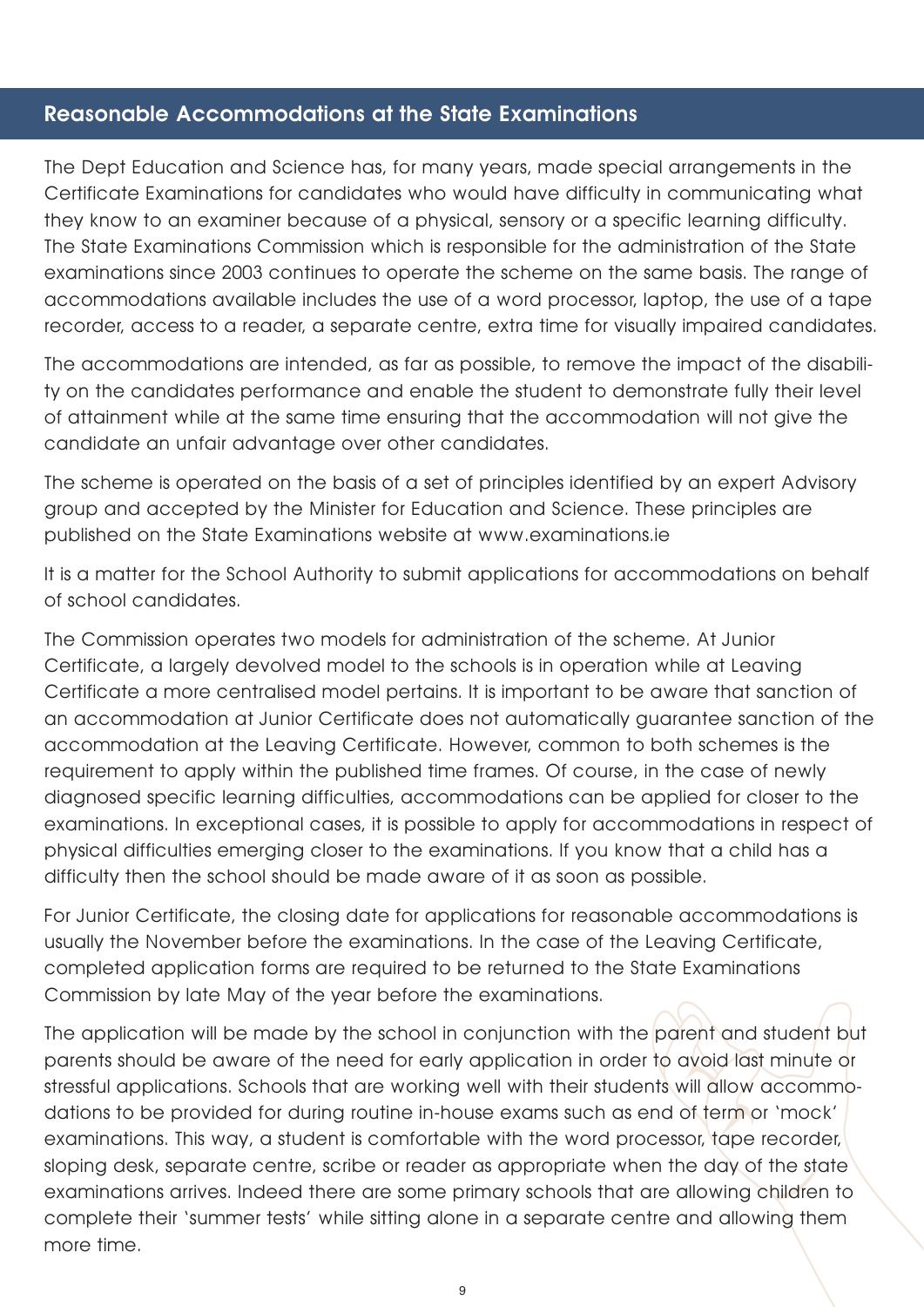## Reasonable Accommodations at the State Examinations

The Dept Education and Science has, for many years, made special arrangements in the Certificate Examinations for candidates who would have difficulty in communicating what they know to an examiner because of a physical, sensory or a specific learning difficulty. The State Examinations Commission which is responsible for the administration of the State examinations since 2003 continues to operate the scheme on the same basis. The range of accommodations available includes the use of a word processor, laptop, the use of a tape recorder, access to a reader, a separate centre, extra time for visually impaired candidates.

The accommodations are intended, as far as possible, to remove the impact of the disability on the candidates performance and enable the student to demonstrate fully their level of attainment while at the same time ensuring that the accommodation will not give the candidate an unfair advantage over other candidates.

The scheme is operated on the basis of a set of principles identified by an expert Advisory group and accepted by the Minister for Education and Science. These principles are published on the State Examinations website at www.examinations.ie

It is a matter for the School Authority to submit applications for accommodations on behalf of school candidates.

The Commission operates two models for administration of the scheme. At Junior Certificate, a largely devolved model to the schools is in operation while at Leaving Certificate a more centralised model pertains. It is important to be aware that sanction of an accommodation at Junior Certificate does not automatically guarantee sanction of the accommodation at the Leaving Certificate. However, common to both schemes is the requirement to apply within the published time frames. Of course, in the case of newly diagnosed specific learning difficulties, accommodations can be applied for closer to the examinations. In exceptional cases, it is possible to apply for accommodations in respect of physical difficulties emerging closer to the examinations. If you know that a child has a difficulty then the school should be made aware of it as soon as possible.

For Junior Certificate, the closing date for applications for reasonable accommodations is usually the November before the examinations. In the case of the Leaving Certificate, completed application forms are required to be returned to the State Examinations Commission by late May of the year before the examinations.

The application will be made by the school in conjunction with the parent and student but parents should be aware of the need for early application in order to avoid last minute or stressful applications. Schools that are working well with their students will allow accommodations to be provided for during routine in-house exams such as end of term or 'mock' examinations. This way, a student is comfortable with the word processor, tape recorder, sloping desk, separate centre, scribe or reader as appropriate when the day of the state examinations arrives. Indeed there are some primary schools that are allowing children to complete their 'summer tests' while sitting alone in a separate centre and allowing them more time.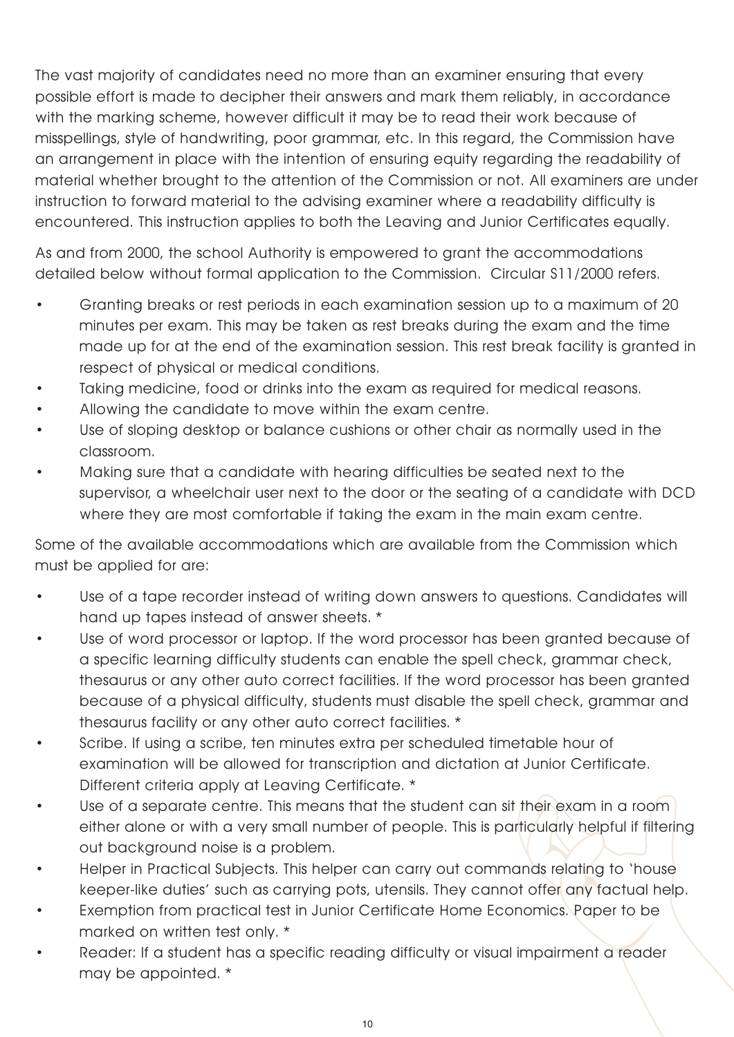The vast majority of candidates need no more than an examiner ensuring that every possible effort is made to decipher their answers and mark them reliably, in accordance with the marking scheme, however difficult it may be to read their work because of misspellings, style of handwriting, poor grammar, etc. In this regard, the Commission have an arrangement in place with the intention of ensuring equity regarding the readability of material whether brought to the attention of the Commission or not. All examiners are under instruction to forward material to the advising examiner where a readability difficulty is encountered. This instruction applies to both the Leaving and Junior Certificates equally.

As and from 2000, the school Authority is empowered to grant the accommodations detailed below without formal application to the Commission. Circular S11/2000 refers.

- Granting breaks or rest periods in each examination session up to a maximum of 20 minutes per exam. This may be taken as rest breaks during the exam and the time made up for at the end of the examination session. This rest break facility is granted in respect of physical or medical conditions.
- Taking medicine, food or drinks into the exam as required for medical reasons.
- Allowing the candidate to move within the exam centre.
- Use of sloping desktop or balance cushions or other chair as normally used in the classroom.
- Making sure that a candidate with hearing difficulties be seated next to the supervisor, a wheelchair user next to the door or the seating of a candidate with DCD where they are most comfortable if taking the exam in the main exam centre.

Some of the available accommodations which are available from the Commission which must be applied for are:

- Use of a tape recorder instead of writing down answers to questions. Candidates will hand up tapes instead of answer sheets. *
- Use of word processor or laptop. If the word processor has been granted because of a specific learning difficulty students can enable the spell check, grammar check, thesaurus or any other auto correct facilities. If the word processor has been granted because of a physical difficulty, students must disable the spell check, grammar and thesaurus facility or any other auto correct facilities. *
- Scribe. If using a scribe, ten minutes extra per scheduled timetable hour of examination will be allowed for transcription and dictation at Junior Certificate. Different criteria apply at Leaving Certificate. *
- Use of a separate centre. This means that the student can sit their exam in a room either alone or with a very small number of people. This is particularly helpful if filtering out background noise is a problem.
- Helper in Practical Subjects. This helper can carry out commands relating to 'house keeper-like duties' such as carrying pots, utensils. They cannot offer any factual help.
- Exemption from practical test in Junior Certificate Home Economics. Paper to be marked on written test only. *
- Reader: If a student has a specific reading difficulty or visual impairment a reader may be appointed. *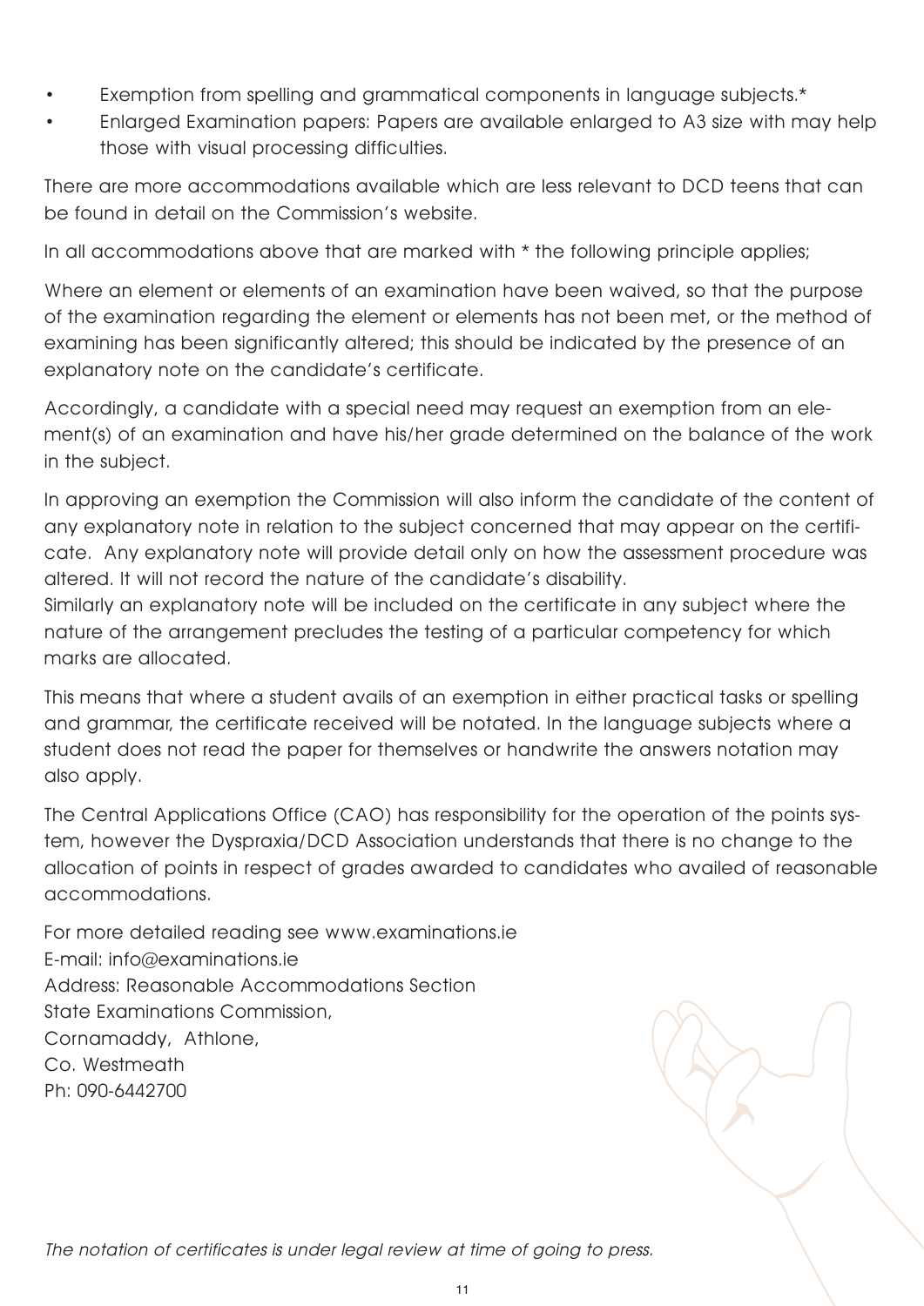- Exemption from spelling and grammatical components in language subjects.*
- Enlarged Examination papers: Papers are available enlarged to A3 size with may help those with visual processing difficulties.

There are more accommodations available which are less relevant to DCD teens that can be found in detail on the Commission's website.

In all accommodations above that are marked with * the following principle applies;

Where an element or elements of an examination have been waived, so that the purpose of the examination regarding the element or elements has not been met, or the method of examining has been significantly altered; this should be indicated by the presence of an explanatory note on the candidate's certificate.

Accordingly, a candidate with a special need may request an exemption from an element(s) of an examination and have his/her grade determined on the balance of the work in the subject.

In approving an exemption the Commission will also inform the candidate of the content of any explanatory note in relation to the subject concerned that may appear on the certificate. Any explanatory note will provide detail only on how the assessment procedure was altered. It will not record the nature of the candidate's disability.
Similarly an explanatory note will be included on the certificate in any subject where the nature of the arrangement precludes the testing of a particular competency for which marks are allocated.

This means that where a student avails of an exemption in either practical tasks or spelling and grammar, the certificate received will be notated. In the language subjects where a student does not read the paper for themselves or handwrite the answers notation may also apply.

The Central Applications Office (CAO) has responsibility for the operation of the points system, however the Dyspraxia/DCD Association understands that there is no change to the allocation of points in respect of grades awarded to candidates who availed of reasonable accommodations.

For more detailed reading see www.examinations.ie
E-mail: info@examinations.ie
Address: Reasonable Accommodations Section
State Examinations Commission,
Cornamaddy, Athlone,
Co. Westmeath
Ph: 090-6442700

*The notation of certificates is under legal review at time of going to press.*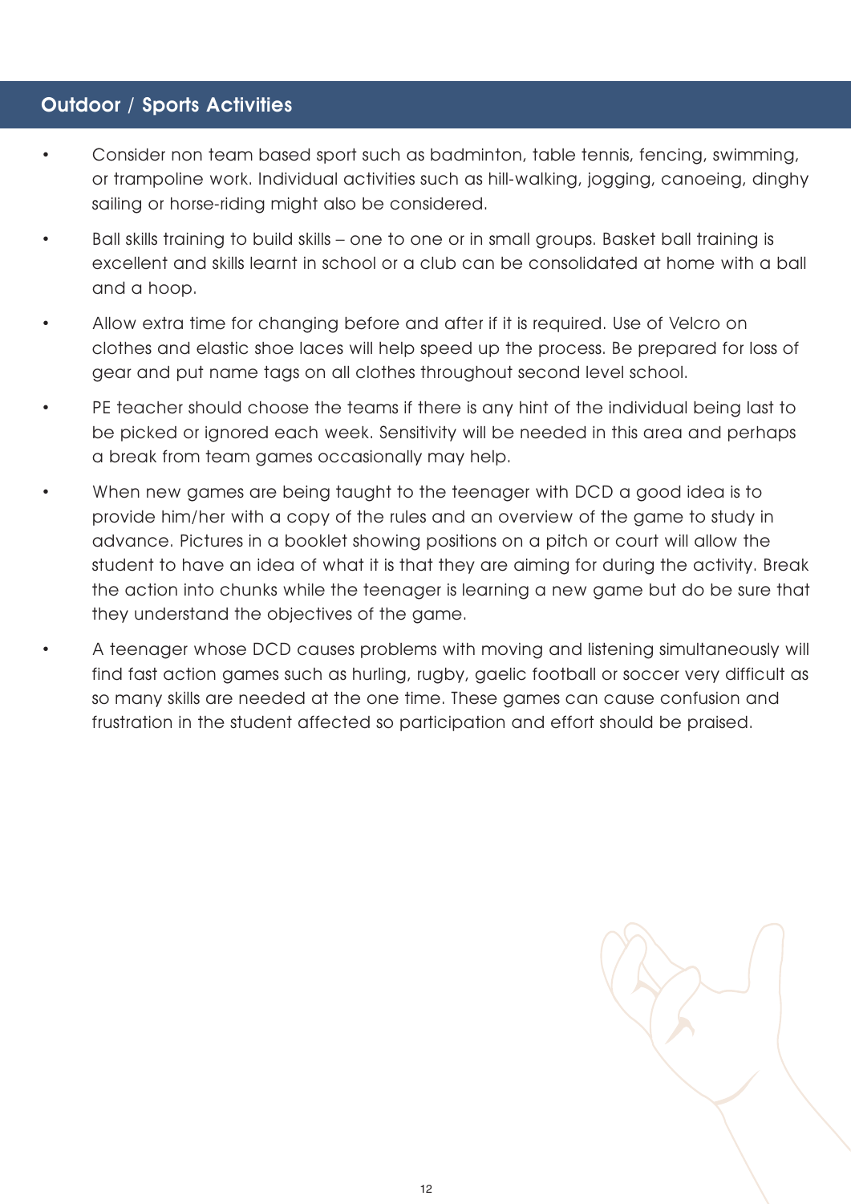## Outdoor / Sports Activities

- Consider non team based sport such as badminton, table tennis, fencing, swimming, or trampoline work. Individual activities such as hill-walking, jogging, canoeing, dinghy sailing or horse-riding might also be considered.
- Ball skills training to build skills – one to one or in small groups. Basket ball training is excellent and skills learnt in school or a club can be consolidated at home with a ball and a hoop.
- Allow extra time for changing before and after if it is required. Use of Velcro on clothes and elastic shoe laces will help speed up the process. Be prepared for loss of gear and put name tags on all clothes throughout second level school.
- PE teacher should choose the teams if there is any hint of the individual being last to be picked or ignored each week. Sensitivity will be needed in this area and perhaps a break from team games occasionally may help.
- When new games are being taught to the teenager with DCD a good idea is to provide him/her with a copy of the rules and an overview of the game to study in advance. Pictures in a booklet showing positions on a pitch or court will allow the student to have an idea of what it is that they are aiming for during the activity. Break the action into chunks while the teenager is learning a new game but do be sure that they understand the objectives of the game.
- A teenager whose DCD causes problems with moving and listening simultaneously will find fast action games such as hurling, rugby, gaelic football or soccer very difficult as so many skills are needed at the one time. These games can cause confusion and frustration in the student affected so participation and effort should be praised.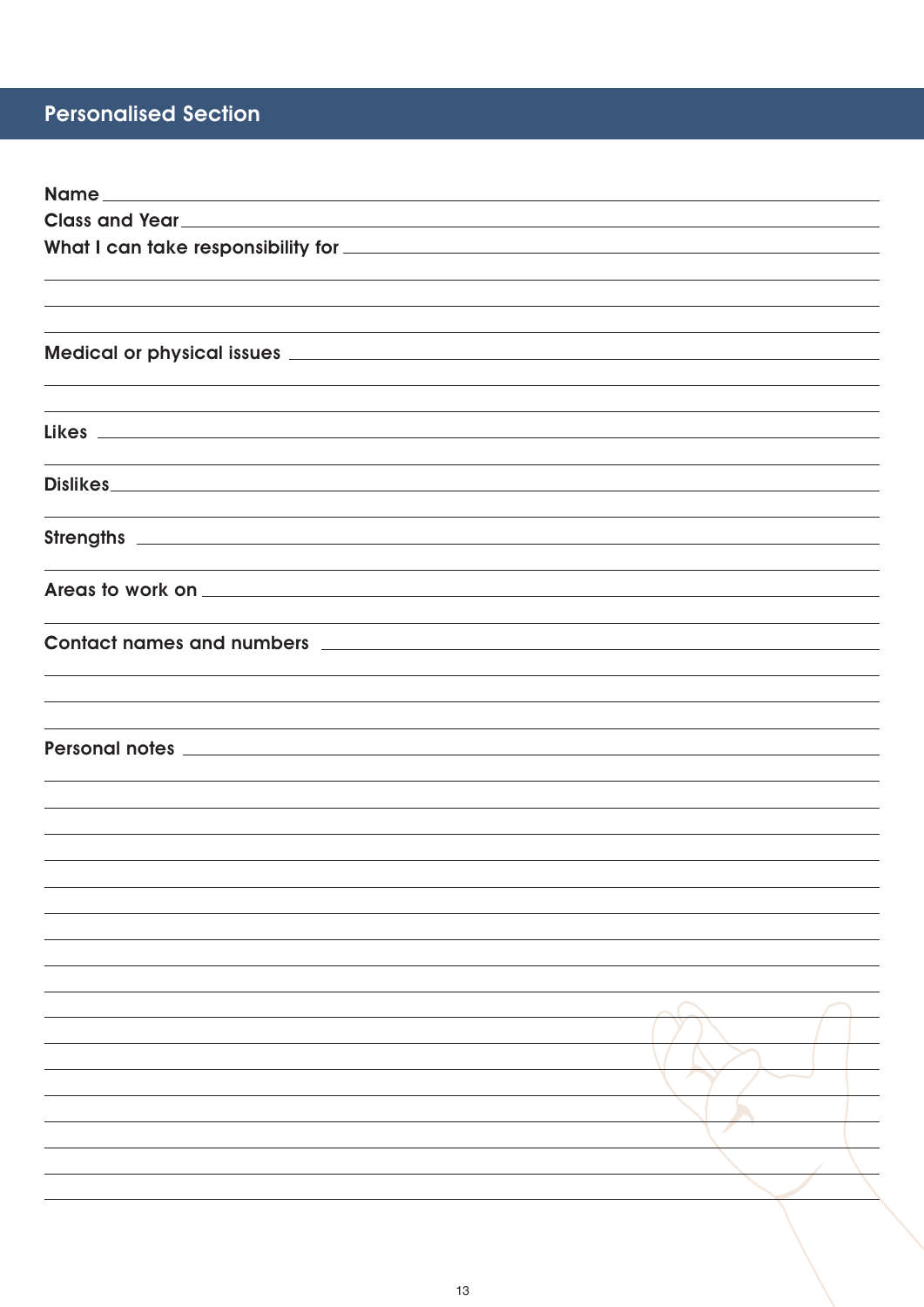## Personalised Section

Name \_\_\_\_\_\_\_\_\_\_\_\_\_\_\_\_\_\_\_\_\_\_\_\_\_\_\_\_\_\_\_\_\_\_\_\_\_\_\_\_

Class and Year \_\_\_\_\_\_\_\_\_\_\_\_\_\_\_\_\_\_\_\_\_\_\_\_\_\_\_\_\_\_\_\_\_\_\_\_\_\_\_\_

What I can take responsibility for \_\_\_\_\_\_\_\_\_\_\_\_\_\_\_\_\_\_\_\_\_\_\_\_\_\_\_\_\_\_\_\_\_\_\_\_\_\_\_\_

Medical or physical issues \_\_\_\_\_\_\_\_\_\_\_\_\_\_\_\_\_\_\_\_\_\_\_\_\_\_\_\_\_\_\_\_\_\_\_\_\_\_\_\_

Likes \_\_\_\_\_\_\_\_\_\_\_\_\_\_\_\_\_\_\_\_\_\_\_\_\_\_\_\_\_\_\_\_\_\_\_\_\_\_\_\_

Dislikes \_\_\_\_\_\_\_\_\_\_\_\_\_\_\_\_\_\_\_\_\_\_\_\_\_\_\_\_\_\_\_\_\_\_\_\_\_\_\_\_

Strengths \_\_\_\_\_\_\_\_\_\_\_\_\_\_\_\_\_\_\_\_\_\_\_\_\_\_\_\_\_\_\_\_\_\_\_\_\_\_\_\_

Areas to work on \_\_\_\_\_\_\_\_\_\_\_\_\_\_\_\_\_\_\_\_\_\_\_\_\_\_\_\_\_\_\_\_\_\_\_\_\_\_\_\_

Contact names and numbers \_\_\_\_\_\_\_\_\_\_\_\_\_\_\_\_\_\_\_\_\_\_\_\_\_\_\_\_\_\_\_\_\_\_\_\_\_\_\_\_

Personal notes \_\_\_\_\_\_\_\_\_\_\_\_\_\_\_\_\_\_\_\_\_\_\_\_\_\_\_\_\_\_\_\_\_\_\_\_\_\_\_\_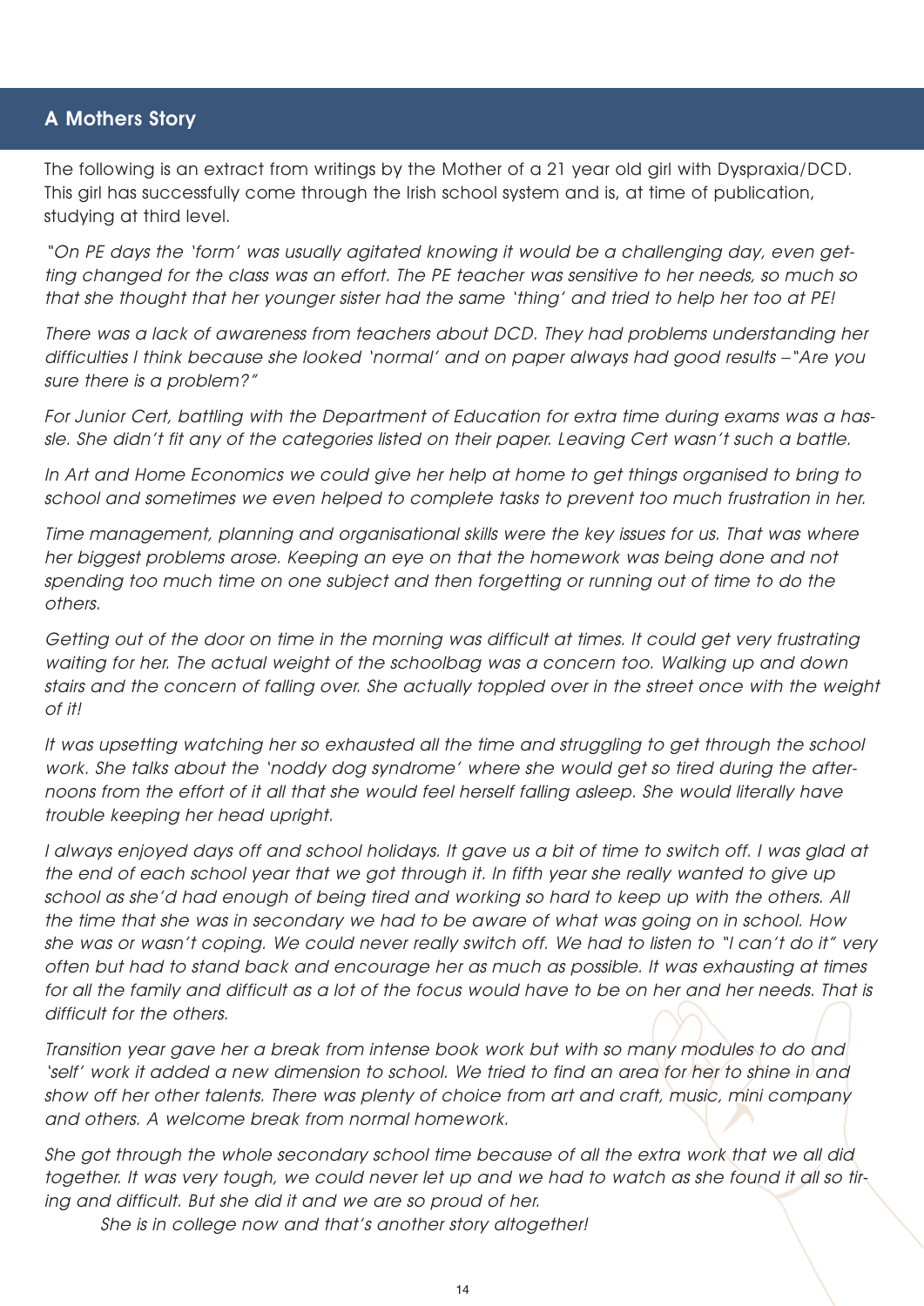## A Mothers Story

The following is an extract from writings by the Mother of a 21 year old girl with Dyspraxia/DCD. This girl has successfully come through the Irish school system and is, at time of publication, studying at third level.

*"On PE days the 'form' was usually agitated knowing it would be a challenging day, even getting changed for the class was an effort. The PE teacher was sensitive to her needs, so much so that she thought that her younger sister had the same 'thing' and tried to help her too at PE!*

*There was a lack of awareness from teachers about DCD. They had problems understanding her difficulties I think because she looked 'normal' and on paper always had good results – "Are you sure there is a problem?"*

*For Junior Cert, battling with the Department of Education for extra time during exams was a hassle. She didn't fit any of the categories listed on their paper. Leaving Cert wasn't such a battle.*

*In Art and Home Economics we could give her help at home to get things organised to bring to school and sometimes we even helped to complete tasks to prevent too much frustration in her.*

*Time management, planning and organisational skills were the key issues for us. That was where her biggest problems arose. Keeping an eye on that the homework was being done and not spending too much time on one subject and then forgetting or running out of time to do the others.*

*Getting out of the door on time in the morning was difficult at times. It could get very frustrating waiting for her. The actual weight of the schoolbag was a concern too. Walking up and down stairs and the concern of falling over. She actually toppled over in the street once with the weight of it!*

*It was upsetting watching her so exhausted all the time and struggling to get through the school work. She talks about the 'noddy dog syndrome' where she would get so tired during the afternoons from the effort of it all that she would feel herself falling asleep. She would literally have trouble keeping her head upright.*

*I always enjoyed days off and school holidays. It gave us a bit of time to switch off. I was glad at the end of each school year that we got through it. In fifth year she really wanted to give up school as she'd had enough of being tired and working so hard to keep up with the others. All the time that she was in secondary we had to be aware of what was going on in school. How she was or wasn't coping. We could never really switch off. We had to listen to "I can't do it" very often but had to stand back and encourage her as much as possible. It was exhausting at times for all the family and difficult as a lot of the focus would have to be on her and her needs. That is difficult for the others.*

*Transition year gave her a break from intense book work but with so many modules to do and 'self' work it added a new dimension to school. We tried to find an area for her to shine in and show off her other talents. There was plenty of choice from art and craft, music, mini company and others. A welcome break from normal homework.*

*She got through the whole secondary school time because of all the extra work that we all did together. It was very tough, we could never let up and we had to watch as she found it all so tiring and difficult. But she did it and we are so proud of her.*

*She is in college now and that's another story altogether!*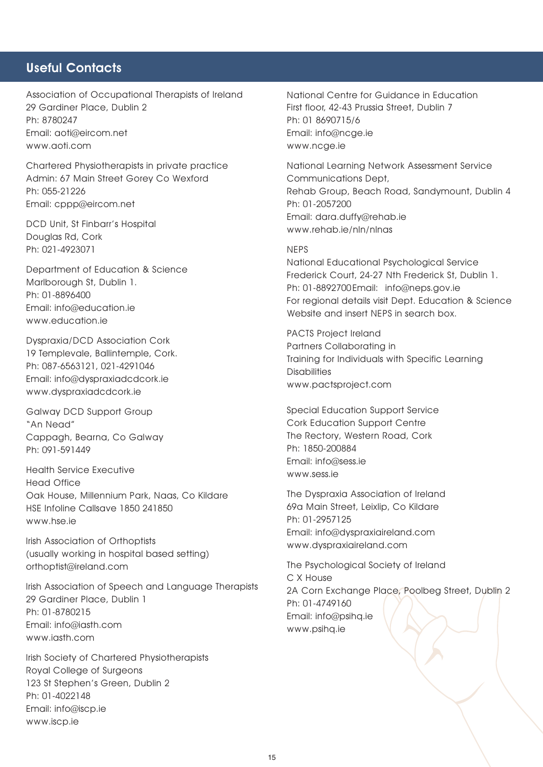## Useful Contacts

Association of Occupational Therapists of Ireland
29 Gardiner Place, Dublin 2
Ph: 8780247
Email: aoti@eircom.net
www.aoti.com

Chartered Physiotherapists in private practice
Admin: 67 Main Street Gorey Co Wexford
Ph: 055-21226
Email: cppp@eircom.net

DCD Unit, St Finbarr's Hospital
Douglas Rd, Cork
Ph: 021-4923071

Department of Education & Science
Marlborough St, Dublin 1.
Ph: 01-8896400
Email: info@education.ie
www.education.ie

Dyspraxia/DCD Association Cork
19 Templevale, Ballintemple, Cork.
Ph: 087-6563121, 021-4291046
Email: info@dyspraxiadcdcork.ie
www.dyspraxiadcdcork.ie

Galway DCD Support Group
"An Nead"
Cappagh, Bearna, Co Galway
Ph: 091-591449

Health Service Executive
Head Office
Oak House, Millennium Park, Naas, Co Kildare
HSE Infoline Callsave 1850 241850
www.hse.ie

Irish Association of Orthoptists
(usually working in hospital based setting)
orthoptist@ireland.com

Irish Association of Speech and Language Therapists
29 Gardiner Place, Dublin 1
Ph: 01-8780215
Email: info@iasth.com
www.iasth.com

Irish Society of Chartered Physiotherapists
Royal College of Surgeons
123 St Stephen's Green, Dublin 2
Ph: 01-4022148
Email: info@iscp.ie
www.iscp.ie

National Centre for Guidance in Education
First floor, 42-43 Prussia Street, Dublin 7
Ph: 01 8690715/6
Email: info@ncge.ie
www.ncge.ie

National Learning Network Assessment Service
Communications Dept,
Rehab Group, Beach Road, Sandymount, Dublin 4
Ph: 01-2057200
Email: dara.duffy@rehab.ie
www.rehab.ie/nln/nlnas

NEPS
National Educational Psychological Service
Frederick Court, 24-27 Nth Frederick St, Dublin 1.
Ph: 01-8892700 Email: info@neps.gov.ie
For regional details visit Dept. Education & Science Website and insert NEPS in search box.

PACTS Project Ireland
Partners Collaborating in
Training for Individuals with Specific Learning Disabilities
www.pactsproject.com

Special Education Support Service
Cork Education Support Centre
The Rectory, Western Road, Cork
Ph: 1850-200884
Email: info@sess.ie
www.sess.ie

The Dyspraxia Association of Ireland
69a Main Street, Leixlip, Co Kildare
Ph: 01-2957125
Email: info@dyspraxiaireland.com
www.dyspraxiaireland.com

The Psychological Society of Ireland
C X House
2A Corn Exchange Place, Poolbeg Street, Dublin 2
Ph: 01-4749160
Email: info@psihq.ie
www.psihq.ie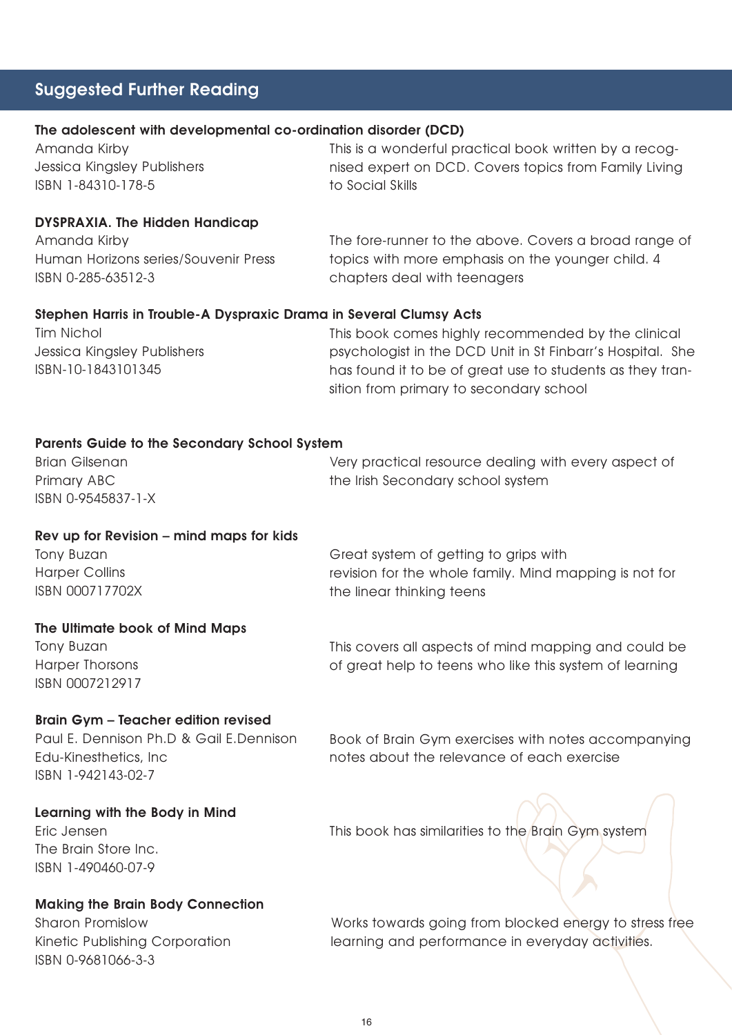## Suggested Further Reading

**The adolescent with developmental co-ordination disorder (DCD)**
Amanda Kirby
Jessica Kingsley Publishers
ISBN 1-84310-178-5

This is a wonderful practical book written by a recognised expert on DCD. Covers topics from Family Living to Social Skills

**DYSPRAXIA. The Hidden Handicap**
Amanda Kirby
Human Horizons series/Souvenir Press
ISBN 0-285-63512-3

The fore-runner to the above. Covers a broad range of topics with more emphasis on the younger child. 4 chapters deal with teenagers

**Stephen Harris in Trouble-A Dyspraxic Drama in Several Clumsy Acts**
Tim Nichol
Jessica Kingsley Publishers
ISBN-10-1843101345

This book comes highly recommended by the clinical psychologist in the DCD Unit in St Finbarr's Hospital. She has found it to be of great use to students as they transition from primary to secondary school

**Parents Guide to the Secondary School System**
Brian Gilsenan
Primary ABC
ISBN 0-9545837-1-X

Very practical resource dealing with every aspect of the Irish Secondary school system

**Rev up for Revision – mind maps for kids**
Tony Buzan
Harper Collins
ISBN 000717702X

Great system of getting to grips with revision for the whole family. Mind mapping is not for the linear thinking teens

**The Ultimate book of Mind Maps**
Tony Buzan
Harper Thorsons
ISBN 0007212917

This covers all aspects of mind mapping and could be of great help to teens who like this system of learning

**Brain Gym – Teacher edition revised**
Paul E. Dennison Ph.D & Gail E.Dennison
Edu-Kinesthetics, Inc
ISBN 1-942143-02-7

Book of Brain Gym exercises with notes accompanying notes about the relevance of each exercise

**Learning with the Body in Mind**
Eric Jensen
The Brain Store Inc.
ISBN 1-490460-07-9

This book has similarities to the Brain Gym system

**Making the Brain Body Connection**
Sharon Promislow
Kinetic Publishing Corporation
ISBN 0-9681066-3-3

Works towards going from blocked energy to stress free learning and performance in everyday activities.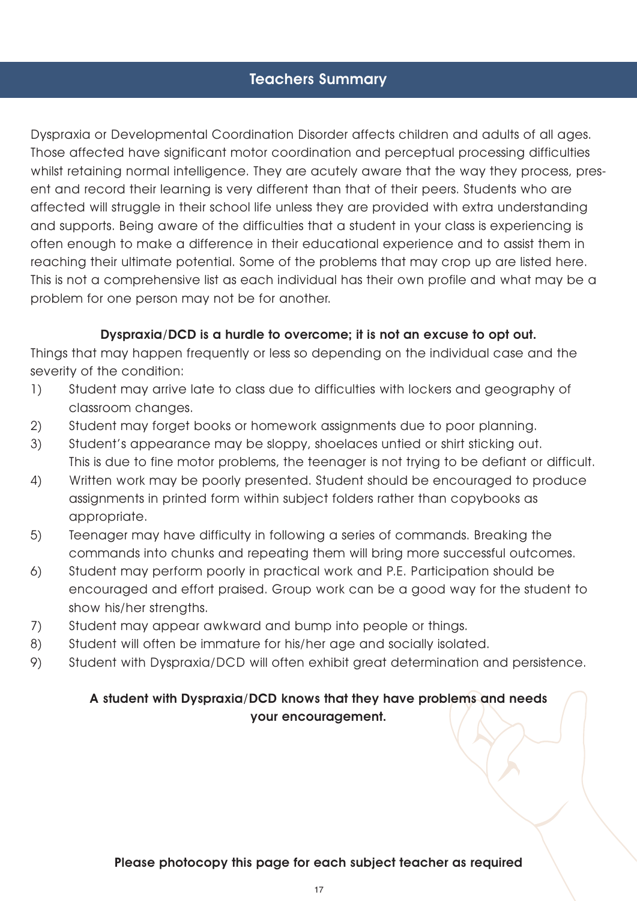## Teachers Summary

Dyspraxia or Developmental Coordination Disorder affects children and adults of all ages. Those affected have significant motor coordination and perceptual processing difficulties whilst retaining normal intelligence. They are acutely aware that the way they process, present and record their learning is very different than that of their peers. Students who are affected will struggle in their school life unless they are provided with extra understanding and supports. Being aware of the difficulties that a student in your class is experiencing is often enough to make a difference in their educational experience and to assist them in reaching their ultimate potential. Some of the problems that may crop up are listed here. This is not a comprehensive list as each individual has their own profile and what may be a problem for one person may not be for another.

**Dyspraxia/DCD is a hurdle to overcome; it is not an excuse to opt out.**

Things that may happen frequently or less so depending on the individual case and the severity of the condition:

1) Student may arrive late to class due to difficulties with lockers and geography of classroom changes.
2) Student may forget books or homework assignments due to poor planning.
3) Student's appearance may be sloppy, shoelaces untied or shirt sticking out. This is due to fine motor problems, the teenager is not trying to be defiant or difficult.
4) Written work may be poorly presented. Student should be encouraged to produce assignments in printed form within subject folders rather than copybooks as appropriate.
5) Teenager may have difficulty in following a series of commands. Breaking the commands into chunks and repeating them will bring more successful outcomes.
6) Student may perform poorly in practical work and P.E. Participation should be encouraged and effort praised. Group work can be a good way for the student to show his/her strengths.
7) Student may appear awkward and bump into people or things.
8) Student will often be immature for his/her age and socially isolated.
9) Student with Dyspraxia/DCD will often exhibit great determination and persistence.

**A student with Dyspraxia/DCD knows that they have problems and needs your encouragement.**

**Please photocopy this page for each subject teacher as required**